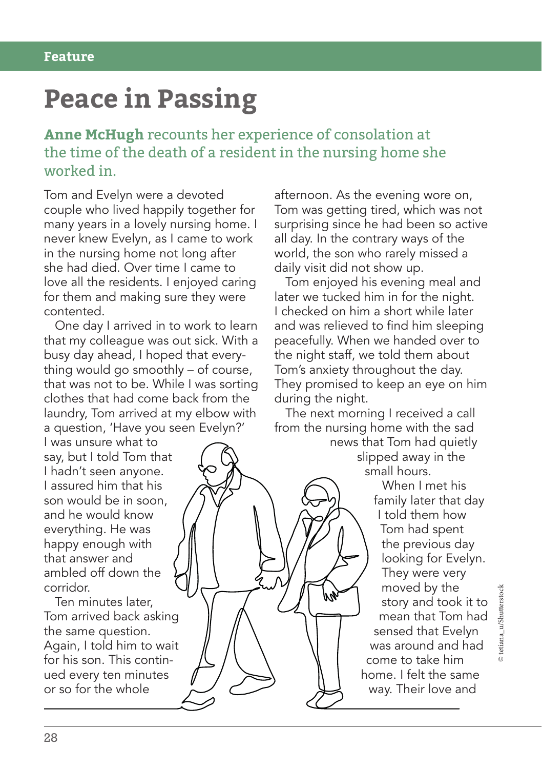Feature

# Peace in Passing

**Anne McHugh** recounts her experience of consolation at the time of the death of a resident in the nursing home she worked in.

Tom and Evelyn were a devoted couple who lived happily together for many years in a lovely nursing home. I never knew Evelyn, as I came to work in the nursing home not long after she had died. Over time I came to love all the residents. I enjoyed caring for them and making sure they were contented.

One day I arrived in to work to learn that my colleague was out sick. With a busy day ahead, I hoped that everything would go smoothly – of course, that was not to be. While I was sorting clothes that had come back from the laundry, Tom arrived at my elbow with a question, 'Have you seen Evelyn?' I was unsure what to say, but I told Tom that I hadn't seen anyone. I assured him that his son would be in soon, and he would know everything. He was happy enough with that answer and ambled off down the corridor.

Ten minutes later, Tom arrived back asking the same question. Again, I told him to wait for his son. This continued every ten minutes or so for the whole afternoon. As the evening wore on, Tom was getting tired, which was not surprising since he had been so active all day. In the contrary ways of the world, the son who rarely missed a daily visit did not show up.

Tom enjoyed his evening meal and later we tucked him in for the night. I checked on him a short while later and was relieved to find him sleeping peacefully. When we handed over to the night staff, we told them about Tom's anxiety throughout the day. They promised to keep an eye on him during the night.

The next morning I received a call from the nursing home with the sad news that Tom had quietly slipped away in the small hours.

When I met his family later that day I told them how Tom had spent the previous day looking for Evelyn. They were very moved by the story and took it to mean that Tom had sensed that Evelyn was around and had come to take him home. I felt the same way. Their love and

© tetiana_u/Shutterstock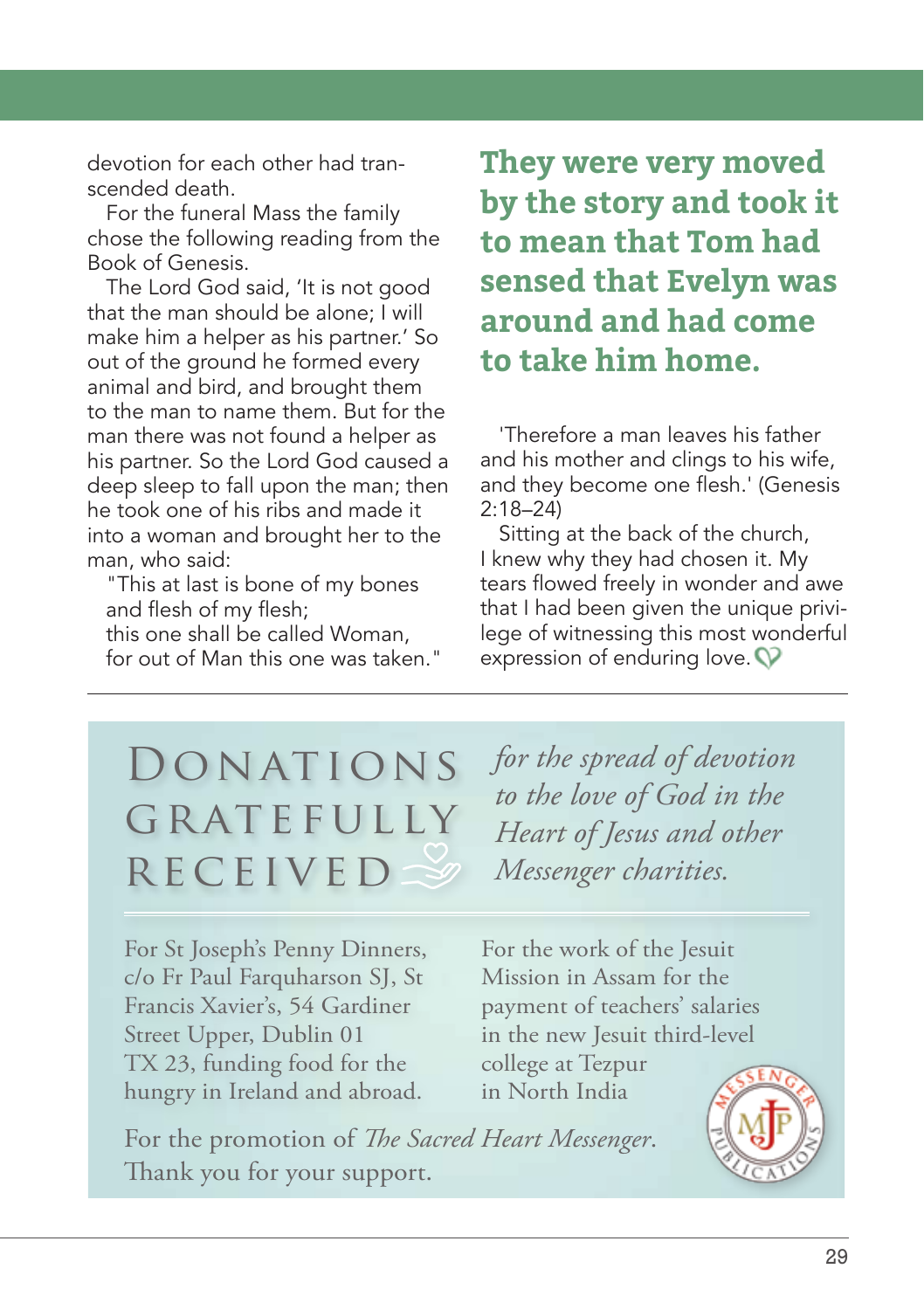devotion for each other had transcended death.

For the funeral Mass the family chose the following reading from the Book of Genesis.

The Lord God said, 'It is not good that the man should be alone; I will make him a helper as his partner.' So out of the ground he formed every animal and bird, and brought them to the man to name them. But for the man there was not found a helper as his partner. So the Lord God caused a deep sleep to fall upon the man; then he took one of his ribs and made it into a woman and brought her to the man, who said:

"This at last is bone of my bones
and flesh of my flesh;
this one shall be called Woman,
for out of Man this one was taken."

**They were very moved by the story and took it to mean that Tom had sensed that Evelyn was around and had come to take him home.**

'Therefore a man leaves his father and his mother and clings to his wife, and they become one flesh.' (Genesis 2:18–24)

Sitting at the back of the church, I knew why they had chosen it. My tears flowed freely in wonder and awe that I had been given the unique privilege of witnessing this most wonderful expression of enduring love.

---

## DONATIONS GRATEFULLY RECEIVED

*for the spread of devotion to the love of God in the Heart of Jesus and other Messenger charities.*

For St Joseph's Penny Dinners, c/o Fr Paul Farquharson SJ, St Francis Xavier's, 54 Gardiner Street Upper, Dublin 01 TX 23, funding food for the hungry in Ireland and abroad.

For the work of the Jesuit Mission in Assam for the payment of teachers' salaries in the new Jesuit third-level college at Tezpur in North India

For the promotion of *The Sacred Heart Messenger*.
Thank you for your support.

MESSENGER PUBLICATIONS MJP